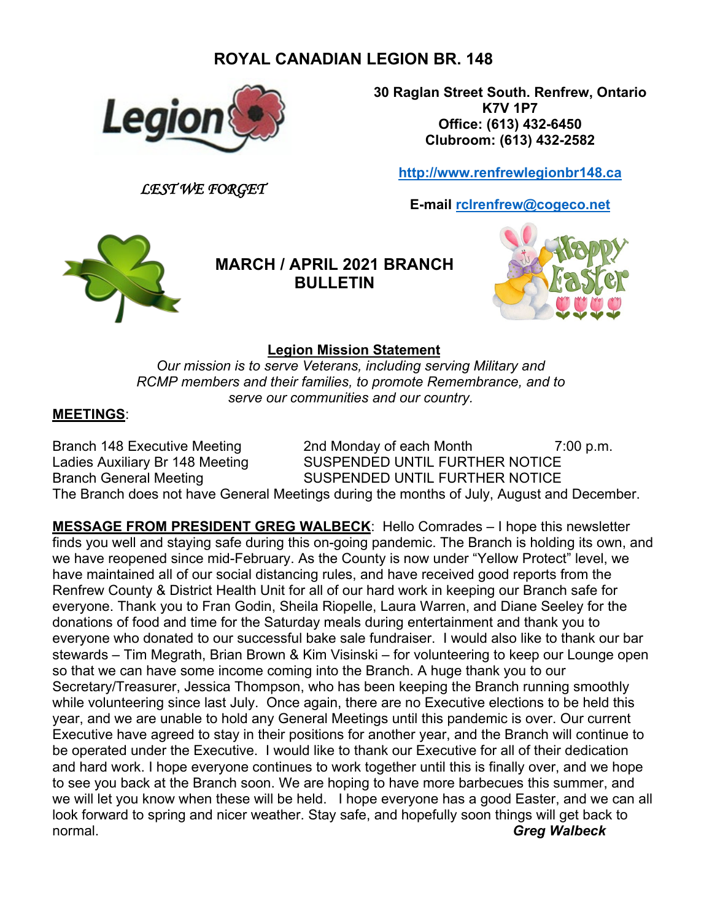# ROYAL CANADIAN LEGION BR. 148

**30 Raglan Street South. Renfrew, Ontario**
**K7V 1P7**
**Office: (613) 432-6450**
**Clubroom: (613) 432-2582**

*LEST WE FORGET*

**http://www.renfrewlegionbr148.ca**

**E-mail rclrenfrew@cogeco.net**

## MARCH / APRIL 2021 BRANCH BULLETIN

**Legion Mission Statement**

*Our mission is to serve Veterans, including serving Military and RCMP members and their families, to promote Remembrance, and to serve our communities and our country.*

**MEETINGS**:

| | | |
|---|---|---|
| Branch 148 Executive Meeting | 2nd Monday of each Month | 7:00 p.m. |
| Ladies Auxiliary Br 148 Meeting | SUSPENDED UNTIL FURTHER NOTICE | |
| Branch General Meeting | SUSPENDED UNTIL FURTHER NOTICE | |

The Branch does not have General Meetings during the months of July, August and December.

**MESSAGE FROM PRESIDENT GREG WALBECK**: Hello Comrades – I hope this newsletter finds you well and staying safe during this on-going pandemic. The Branch is holding its own, and we have reopened since mid-February. As the County is now under "Yellow Protect" level, we have maintained all of our social distancing rules, and have received good reports from the Renfrew County & District Health Unit for all of our hard work in keeping our Branch safe for everyone. Thank you to Fran Godin, Sheila Riopelle, Laura Warren, and Diane Seeley for the donations of food and time for the Saturday meals during entertainment and thank you to everyone who donated to our successful bake sale fundraiser. I would also like to thank our bar stewards – Tim Megrath, Brian Brown & Kim Visinski – for volunteering to keep our Lounge open so that we can have some income coming into the Branch. A huge thank you to our Secretary/Treasurer, Jessica Thompson, who has been keeping the Branch running smoothly while volunteering since last July. Once again, there are no Executive elections to be held this year, and we are unable to hold any General Meetings until this pandemic is over. Our current Executive have agreed to stay in their positions for another year, and the Branch will continue to be operated under the Executive. I would like to thank our Executive for all of their dedication and hard work. I hope everyone continues to work together until this is finally over, and we hope to see you back at the Branch soon. We are hoping to have more barbecues this summer, and we will let you know when these will be held. I hope everyone has a good Easter, and we can all look forward to spring and nicer weather. Stay safe, and hopefully soon things will get back to normal.

***Greg Walbeck***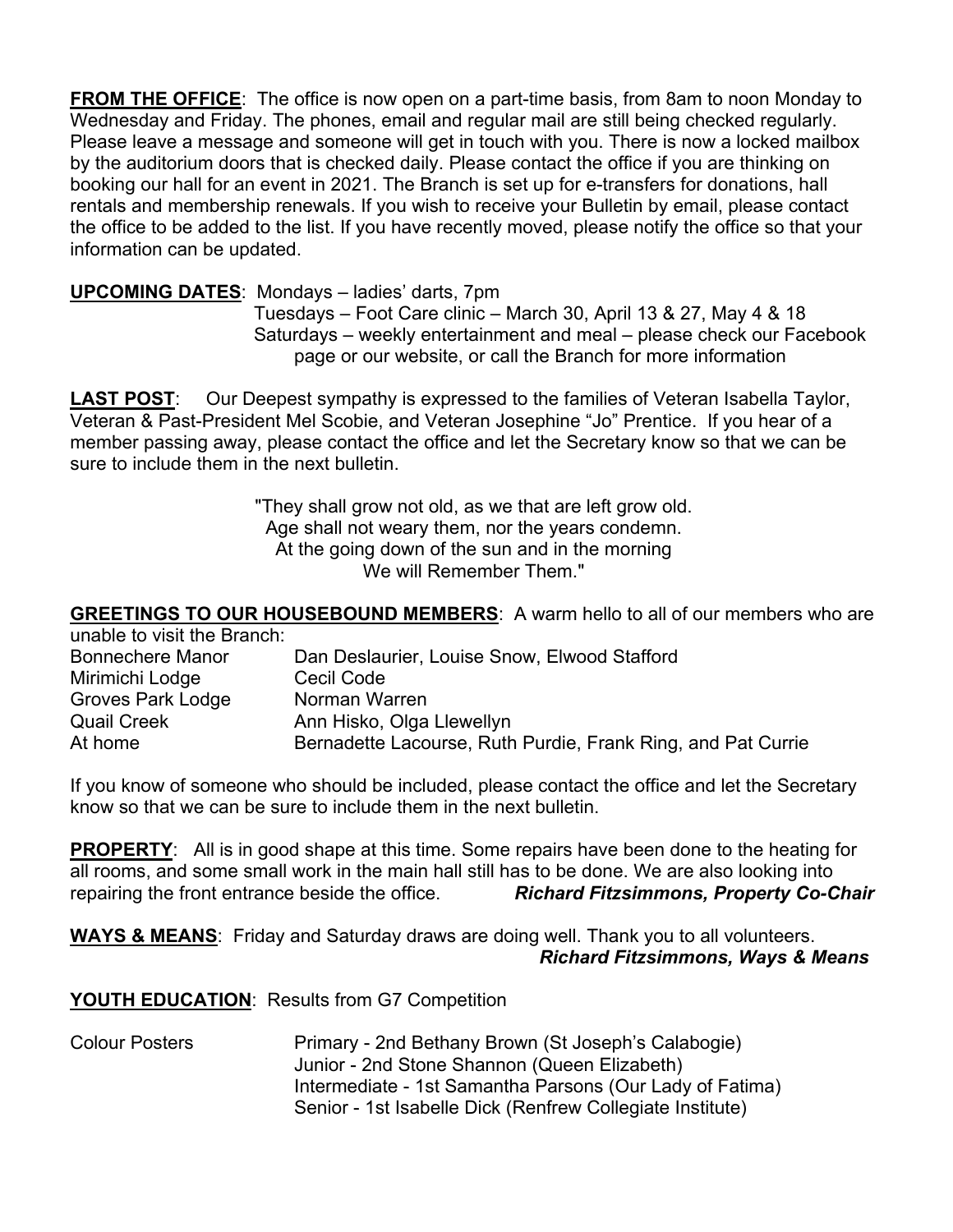**FROM THE OFFICE**: The office is now open on a part-time basis, from 8am to noon Monday to Wednesday and Friday. The phones, email and regular mail are still being checked regularly. Please leave a message and someone will get in touch with you. There is now a locked mailbox by the auditorium doors that is checked daily. Please contact the office if you are thinking on booking our hall for an event in 2021. The Branch is set up for e-transfers for donations, hall rentals and membership renewals. If you wish to receive your Bulletin by email, please contact the office to be added to the list. If you have recently moved, please notify the office so that your information can be updated.

**UPCOMING DATES**: Mondays – ladies' darts, 7pm
Tuesdays – Foot Care clinic – March 30, April 13 & 27, May 4 & 18
Saturdays – weekly entertainment and meal – please check our Facebook page or our website, or call the Branch for more information

**LAST POST**: Our Deepest sympathy is expressed to the families of Veteran Isabella Taylor, Veteran & Past-President Mel Scobie, and Veteran Josephine "Jo" Prentice. If you hear of a member passing away, please contact the office and let the Secretary know so that we can be sure to include them in the next bulletin.

"They shall grow not old, as we that are left grow old.
Age shall not weary them, nor the years condemn.
At the going down of the sun and in the morning
We will Remember Them."

**GREETINGS TO OUR HOUSEBOUND MEMBERS**: A warm hello to all of our members who are unable to visit the Branch:

| | |
|---|---|
| Bonnechere Manor | Dan Deslaurier, Louise Snow, Elwood Stafford |
| Mirimichi Lodge | Cecil Code |
| Groves Park Lodge | Norman Warren |
| Quail Creek | Ann Hisko, Olga Llewellyn |
| At home | Bernadette Lacourse, Ruth Purdie, Frank Ring, and Pat Currie |

If you know of someone who should be included, please contact the office and let the Secretary know so that we can be sure to include them in the next bulletin.

**PROPERTY**: All is in good shape at this time. Some repairs have been done to the heating for all rooms, and some small work in the main hall still has to be done. We are also looking into repairing the front entrance beside the office. ***Richard Fitzsimmons, Property Co-Chair***

**WAYS & MEANS**: Friday and Saturday draws are doing well. Thank you to all volunteers.
***Richard Fitzsimmons, Ways & Means***

**YOUTH EDUCATION**: Results from G7 Competition

Colour Posters
- Primary - 2nd Bethany Brown (St Joseph's Calabogie)
- Junior - 2nd Stone Shannon (Queen Elizabeth)
- Intermediate - 1st Samantha Parsons (Our Lady of Fatima)
- Senior - 1st Isabelle Dick (Renfrew Collegiate Institute)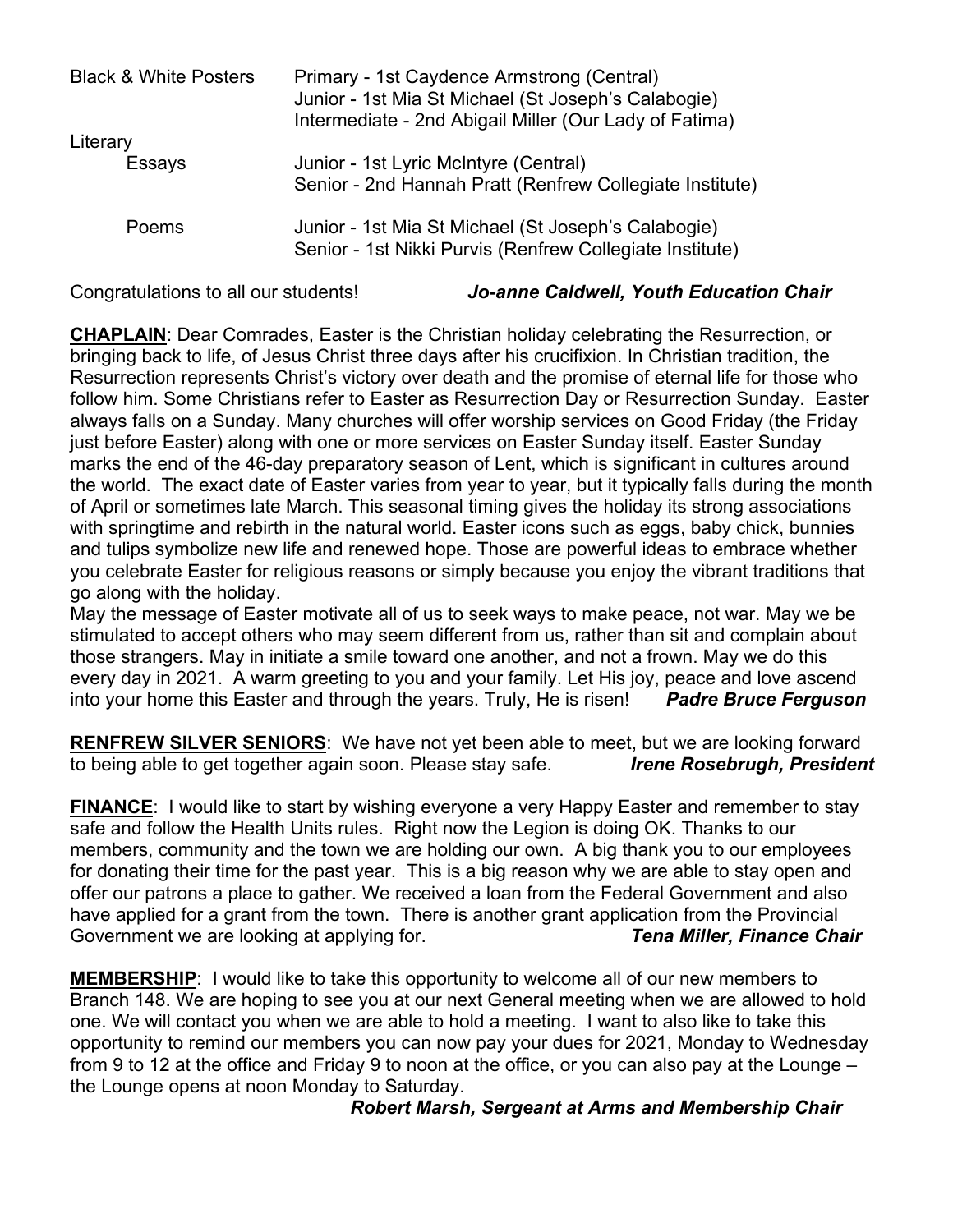| | |
|---|---|
| Black & White Posters | Primary - 1st Caydence Armstrong (Central) |
| | Junior - 1st Mia St Michael (St Joseph's Calabogie) |
| | Intermediate - 2nd Abigail Miller (Our Lady of Fatima) |
| Literary | |
| Essays | Junior - 1st Lyric McIntyre (Central) |
| | Senior - 2nd Hannah Pratt (Renfrew Collegiate Institute) |
| Poems | Junior - 1st Mia St Michael (St Joseph's Calabogie) |
| | Senior - 1st Nikki Purvis (Renfrew Collegiate Institute) |

Congratulations to all our students! ***Jo-anne Caldwell, Youth Education Chair***

**CHAPLAIN**: Dear Comrades, Easter is the Christian holiday celebrating the Resurrection, or bringing back to life, of Jesus Christ three days after his crucifixion. In Christian tradition, the Resurrection represents Christ's victory over death and the promise of eternal life for those who follow him. Some Christians refer to Easter as Resurrection Day or Resurrection Sunday. Easter always falls on a Sunday. Many churches will offer worship services on Good Friday (the Friday just before Easter) along with one or more services on Easter Sunday itself. Easter Sunday marks the end of the 46-day preparatory season of Lent, which is significant in cultures around the world. The exact date of Easter varies from year to year, but it typically falls during the month of April or sometimes late March. This seasonal timing gives the holiday its strong associations with springtime and rebirth in the natural world. Easter icons such as eggs, baby chick, bunnies and tulips symbolize new life and renewed hope. Those are powerful ideas to embrace whether you celebrate Easter for religious reasons or simply because you enjoy the vibrant traditions that go along with the holiday.

May the message of Easter motivate all of us to seek ways to make peace, not war. May we be stimulated to accept others who may seem different from us, rather than sit and complain about those strangers. May in initiate a smile toward one another, and not a frown. May we do this every day in 2021. A warm greeting to you and your family. Let His joy, peace and love ascend into your home this Easter and through the years. Truly, He is risen! ***Padre Bruce Ferguson***

**RENFREW SILVER SENIORS**: We have not yet been able to meet, but we are looking forward to being able to get together again soon. Please stay safe. ***Irene Rosebrugh, President***

**FINANCE**: I would like to start by wishing everyone a very Happy Easter and remember to stay safe and follow the Health Units rules. Right now the Legion is doing OK. Thanks to our members, community and the town we are holding our own. A big thank you to our employees for donating their time for the past year. This is a big reason why we are able to stay open and offer our patrons a place to gather. We received a loan from the Federal Government and also have applied for a grant from the town. There is another grant application from the Provincial Government we are looking at applying for. ***Tena Miller, Finance Chair***

**MEMBERSHIP**: I would like to take this opportunity to welcome all of our new members to Branch 148. We are hoping to see you at our next General meeting when we are allowed to hold one. We will contact you when we are able to hold a meeting. I want to also like to take this opportunity to remind our members you can now pay your dues for 2021, Monday to Wednesday from 9 to 12 at the office and Friday 9 to noon at the office, or you can also pay at the Lounge – the Lounge opens at noon Monday to Saturday.

***Robert Marsh, Sergeant at Arms and Membership Chair***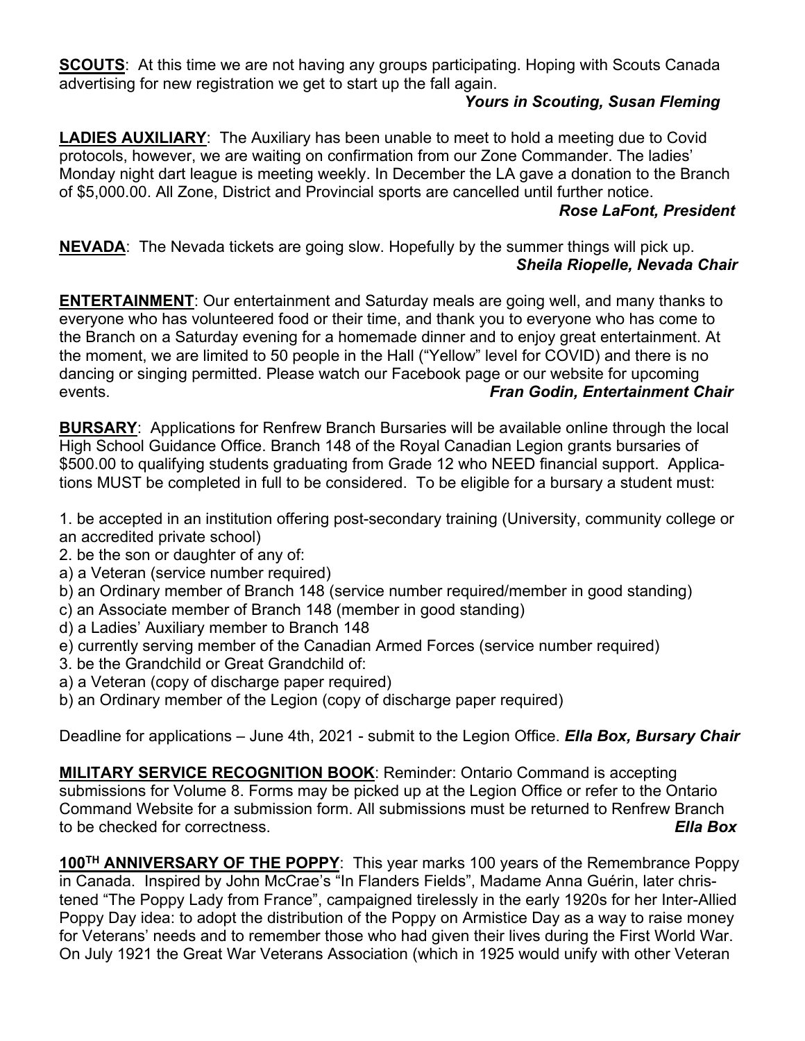**SCOUTS**: At this time we are not having any groups participating. Hoping with Scouts Canada advertising for new registration we get to start up the fall again.

***Yours in Scouting, Susan Fleming***

**LADIES AUXILIARY**: The Auxiliary has been unable to meet to hold a meeting due to Covid protocols, however, we are waiting on confirmation from our Zone Commander. The ladies' Monday night dart league is meeting weekly. In December the LA gave a donation to the Branch of $5,000.00. All Zone, District and Provincial sports are cancelled until further notice.

***Rose LaFont, President***

**NEVADA**: The Nevada tickets are going slow. Hopefully by the summer things will pick up.

***Sheila Riopelle, Nevada Chair***

**ENTERTAINMENT**: Our entertainment and Saturday meals are going well, and many thanks to everyone who has volunteered food or their time, and thank you to everyone who has come to the Branch on a Saturday evening for a homemade dinner and to enjoy great entertainment. At the moment, we are limited to 50 people in the Hall ("Yellow" level for COVID) and there is no dancing or singing permitted. Please watch our Facebook page or our website for upcoming events. ***Fran Godin, Entertainment Chair***

**BURSARY**: Applications for Renfrew Branch Bursaries will be available online through the local High School Guidance Office. Branch 148 of the Royal Canadian Legion grants bursaries of $500.00 to qualifying students graduating from Grade 12 who NEED financial support. Applications MUST be completed in full to be considered. To be eligible for a bursary a student must:

1. be accepted in an institution offering post-secondary training (University, community college or an accredited private school)
2. be the son or daughter of any of:
   a) a Veteran (service number required)
   b) an Ordinary member of Branch 148 (service number required/member in good standing)
   c) an Associate member of Branch 148 (member in good standing)
   d) a Ladies' Auxiliary member to Branch 148
   e) currently serving member of the Canadian Armed Forces (service number required)
3. be the Grandchild or Great Grandchild of:
   a) a Veteran (copy of discharge paper required)
   b) an Ordinary member of the Legion (copy of discharge paper required)

Deadline for applications – June 4th, 2021 - submit to the Legion Office. ***Ella Box, Bursary Chair***

**MILITARY SERVICE RECOGNITION BOOK**: Reminder: Ontario Command is accepting submissions for Volume 8. Forms may be picked up at the Legion Office or refer to the Ontario Command Website for a submission form. All submissions must be returned to Renfrew Branch to be checked for correctness. ***Ella Box***

**100TH ANNIVERSARY OF THE POPPY**: This year marks 100 years of the Remembrance Poppy in Canada. Inspired by John McCrae's "In Flanders Fields", Madame Anna Guérin, later christened "The Poppy Lady from France", campaigned tirelessly in the early 1920s for her Inter-Allied Poppy Day idea: to adopt the distribution of the Poppy on Armistice Day as a way to raise money for Veterans' needs and to remember those who had given their lives during the First World War. On July 1921 the Great War Veterans Association (which in 1925 would unify with other Veteran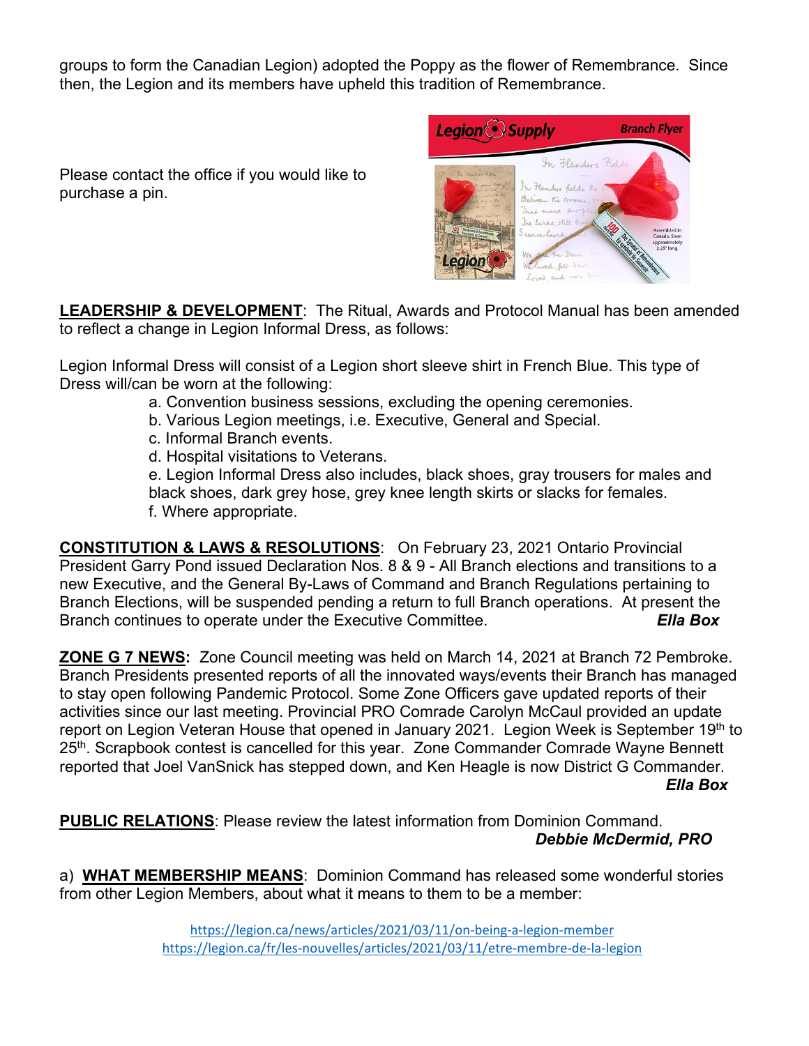groups to form the Canadian Legion) adopted the Poppy as the flower of Remembrance. Since then, the Legion and its members have upheld this tradition of Remembrance.

Please contact the office if you would like to purchase a pin.

**LEADERSHIP & DEVELOPMENT**: The Ritual, Awards and Protocol Manual has been amended to reflect a change in Legion Informal Dress, as follows:

Legion Informal Dress will consist of a Legion short sleeve shirt in French Blue. This type of Dress will/can be worn at the following:

a. Convention business sessions, excluding the opening ceremonies.
b. Various Legion meetings, i.e. Executive, General and Special.
c. Informal Branch events.
d. Hospital visitations to Veterans.
e. Legion Informal Dress also includes, black shoes, gray trousers for males and black shoes, dark grey hose, grey knee length skirts or slacks for females.
f. Where appropriate.

**CONSTITUTION & LAWS & RESOLUTIONS**: On February 23, 2021 Ontario Provincial President Garry Pond issued Declaration Nos. 8 & 9 - All Branch elections and transitions to a new Executive, and the General By-Laws of Command and Branch Regulations pertaining to Branch Elections, will be suspended pending a return to full Branch operations. At present the Branch continues to operate under the Executive Committee. ***Ella Box***

**ZONE G 7 NEWS:** Zone Council meeting was held on March 14, 2021 at Branch 72 Pembroke. Branch Presidents presented reports of all the innovated ways/events their Branch has managed to stay open following Pandemic Protocol. Some Zone Officers gave updated reports of their activities since our last meeting. Provincial PRO Comrade Carolyn McCaul provided an update report on Legion Veteran House that opened in January 2021. Legion Week is September 19th to 25th. Scrapbook contest is cancelled for this year. Zone Commander Comrade Wayne Bennett reported that Joel VanSnick has stepped down, and Ken Heagle is now District G Commander.
***Ella Box***

**PUBLIC RELATIONS**: Please review the latest information from Dominion Command.
***Debbie McDermid, PRO***

a) **WHAT MEMBERSHIP MEANS**: Dominion Command has released some wonderful stories from other Legion Members, about what it means to them to be a member:

https://legion.ca/news/articles/2021/03/11/on-being-a-legion-member
https://legion.ca/fr/les-nouvelles/articles/2021/03/11/etre-membre-de-la-legion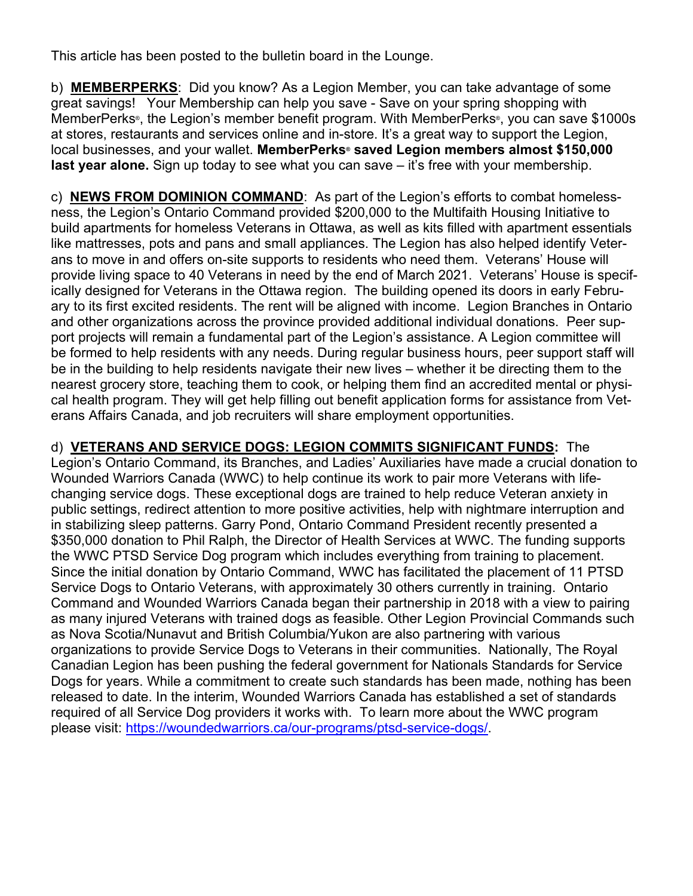This article has been posted to the bulletin board in the Lounge.

b) **MEMBERPERKS**: Did you know? As a Legion Member, you can take advantage of some great savings! Your Membership can help you save - Save on your spring shopping with MemberPerks®, the Legion's member benefit program. With MemberPerks®, you can save $1000s at stores, restaurants and services online and in-store. It's a great way to support the Legion, local businesses, and your wallet. **MemberPerks® saved Legion members almost $150,000 last year alone.** Sign up today to see what you can save – it's free with your membership.

c) **NEWS FROM DOMINION COMMAND**: As part of the Legion's efforts to combat homelessness, the Legion's Ontario Command provided $200,000 to the Multifaith Housing Initiative to build apartments for homeless Veterans in Ottawa, as well as kits filled with apartment essentials like mattresses, pots and pans and small appliances. The Legion has also helped identify Veterans to move in and offers on-site supports to residents who need them. Veterans' House will provide living space to 40 Veterans in need by the end of March 2021. Veterans' House is specifically designed for Veterans in the Ottawa region. The building opened its doors in early February to its first excited residents. The rent will be aligned with income. Legion Branches in Ontario and other organizations across the province provided additional individual donations. Peer support projects will remain a fundamental part of the Legion's assistance. A Legion committee will be formed to help residents with any needs. During regular business hours, peer support staff will be in the building to help residents navigate their new lives – whether it be directing them to the nearest grocery store, teaching them to cook, or helping them find an accredited mental or physical health program. They will get help filling out benefit application forms for assistance from Veterans Affairs Canada, and job recruiters will share employment opportunities.

d) **VETERANS AND SERVICE DOGS: LEGION COMMITS SIGNIFICANT FUNDS:** The Legion's Ontario Command, its Branches, and Ladies' Auxiliaries have made a crucial donation to Wounded Warriors Canada (WWC) to help continue its work to pair more Veterans with life-changing service dogs. These exceptional dogs are trained to help reduce Veteran anxiety in public settings, redirect attention to more positive activities, help with nightmare interruption and in stabilizing sleep patterns. Garry Pond, Ontario Command President recently presented a $350,000 donation to Phil Ralph, the Director of Health Services at WWC. The funding supports the WWC PTSD Service Dog program which includes everything from training to placement. Since the initial donation by Ontario Command, WWC has facilitated the placement of 11 PTSD Service Dogs to Ontario Veterans, with approximately 30 others currently in training. Ontario Command and Wounded Warriors Canada began their partnership in 2018 with a view to pairing as many injured Veterans with trained dogs as feasible. Other Legion Provincial Commands such as Nova Scotia/Nunavut and British Columbia/Yukon are also partnering with various organizations to provide Service Dogs to Veterans in their communities. Nationally, The Royal Canadian Legion has been pushing the federal government for Nationals Standards for Service Dogs for years. While a commitment to create such standards has been made, nothing has been released to date. In the interim, Wounded Warriors Canada has established a set of standards required of all Service Dog providers it works with. To learn more about the WWC program please visit: https://woundedwarriors.ca/our-programs/ptsd-service-dogs/.